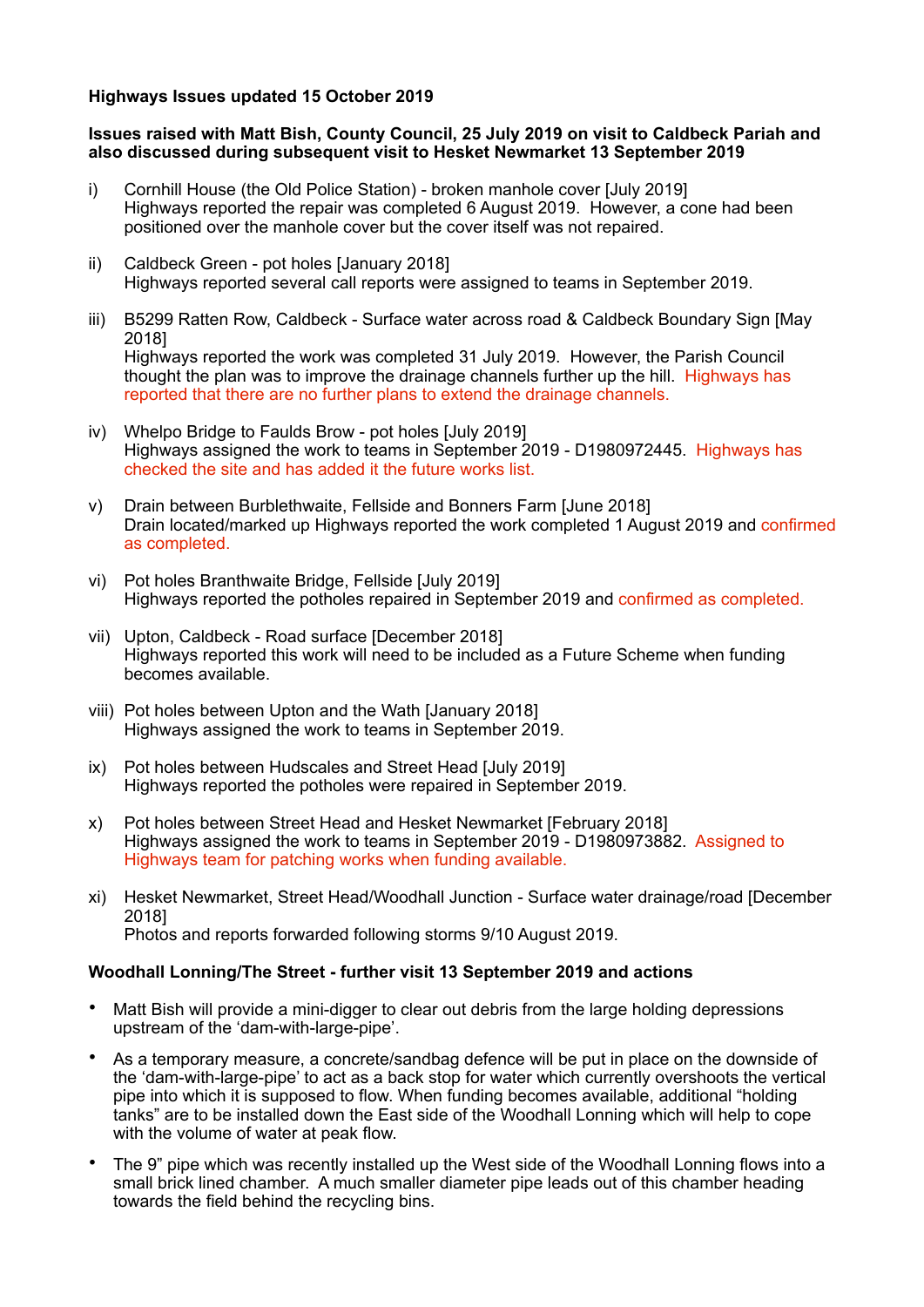**Highways Issues updated 15 October 2019**

**Issues raised with Matt Bish, County Council, 25 July 2019 on visit to Caldbeck Pariah and also discussed during subsequent visit to Hesket Newmarket 13 September 2019**

i) Cornhill House (the Old Police Station) - broken manhole cover [July 2019]
Highways reported the repair was completed 6 August 2019. However, a cone had been positioned over the manhole cover but the cover itself was not repaired.

ii) Caldbeck Green - pot holes [January 2018]
Highways reported several call reports were assigned to teams in September 2019.

iii) B5299 Ratten Row, Caldbeck - Surface water across road & Caldbeck Boundary Sign [May 2018]
Highways reported the work was completed 31 July 2019. However, the Parish Council thought the plan was to improve the drainage channels further up the hill. Highways has reported that there are no further plans to extend the drainage channels.

iv) Whelpo Bridge to Faulds Brow - pot holes [July 2019]
Highways assigned the work to teams in September 2019 - D1980972445. Highways has checked the site and has added it the future works list.

v) Drain between Burblethwaite, Fellside and Bonners Farm [June 2018]
Drain located/marked up Highways reported the work completed 1 August 2019 and confirmed as completed.

vi) Pot holes Branthwaite Bridge, Fellside [July 2019]
Highways reported the potholes repaired in September 2019 and confirmed as completed.

vii) Upton, Caldbeck - Road surface [December 2018]
Highways reported this work will need to be included as a Future Scheme when funding becomes available.

viii) Pot holes between Upton and the Wath [January 2018]
Highways assigned the work to teams in September 2019.

ix) Pot holes between Hudscales and Street Head [July 2019]
Highways reported the potholes were repaired in September 2019.

x) Pot holes between Street Head and Hesket Newmarket [February 2018]
Highways assigned the work to teams in September 2019 - D1980973882. Assigned to Highways team for patching works when funding available.

xi) Hesket Newmarket, Street Head/Woodhall Junction - Surface water drainage/road [December 2018]
Photos and reports forwarded following storms 9/10 August 2019.

**Woodhall Lonning/The Street - further visit 13 September 2019 and actions**

- Matt Bish will provide a mini-digger to clear out debris from the large holding depressions upstream of the 'dam-with-large-pipe'.
- As a temporary measure, a concrete/sandbag defence will be put in place on the downside of the 'dam-with-large-pipe' to act as a back stop for water which currently overshoots the vertical pipe into which it is supposed to flow. When funding becomes available, additional "holding tanks" are to be installed down the East side of the Woodhall Lonning which will help to cope with the volume of water at peak flow.
- The 9" pipe which was recently installed up the West side of the Woodhall Lonning flows into a small brick lined chamber. A much smaller diameter pipe leads out of this chamber heading towards the field behind the recycling bins.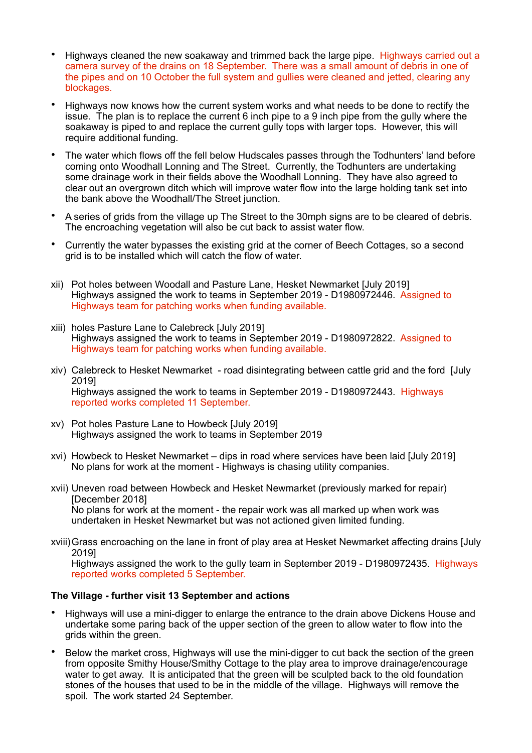- Highways cleaned the new soakaway and trimmed back the large pipe. Highways carried out a camera survey of the drains on 18 September. There was a small amount of debris in one of the pipes and on 10 October the full system and gullies were cleaned and jetted, clearing any blockages.
- Highways now knows how the current system works and what needs to be done to rectify the issue. The plan is to replace the current 6 inch pipe to a 9 inch pipe from the gully where the soakaway is piped to and replace the current gully tops with larger tops. However, this will require additional funding.
- The water which flows off the fell below Hudscales passes through the Todhunters' land before coming onto Woodhall Lonning and The Street. Currently, the Todhunters are undertaking some drainage work in their fields above the Woodhall Lonning. They have also agreed to clear out an overgrown ditch which will improve water flow into the large holding tank set into the bank above the Woodhall/The Street junction.
- A series of grids from the village up The Street to the 30mph signs are to be cleared of debris. The encroaching vegetation will also be cut back to assist water flow.
- Currently the water bypasses the existing grid at the corner of Beech Cottages, so a second grid is to be installed which will catch the flow of water.

xii) Pot holes between Woodall and Pasture Lane, Hesket Newmarket [July 2019]
Highways assigned the work to teams in September 2019 - D1980972446. Assigned to Highways team for patching works when funding available.

xiii) holes Pasture Lane to Calebreck [July 2019]
Highways assigned the work to teams in September 2019 - D1980972822. Assigned to Highways team for patching works when funding available.

xiv) Calebreck to Hesket Newmarket - road disintegrating between cattle grid and the ford [July 2019]
Highways assigned the work to teams in September 2019 - D1980972443. Highways reported works completed 11 September.

xv) Pot holes Pasture Lane to Howbeck [July 2019]
Highways assigned the work to teams in September 2019

xvi) Howbeck to Hesket Newmarket – dips in road where services have been laid [July 2019]
No plans for work at the moment - Highways is chasing utility companies.

xvii) Uneven road between Howbeck and Hesket Newmarket (previously marked for repair) [December 2018]
No plans for work at the moment - the repair work was all marked up when work was undertaken in Hesket Newmarket but was not actioned given limited funding.

xviii) Grass encroaching on the lane in front of play area at Hesket Newmarket affecting drains [July 2019]
Highways assigned the work to the gully team in September 2019 - D1980972435. Highways reported works completed 5 September.

**The Village - further visit 13 September and actions**

- Highways will use a mini-digger to enlarge the entrance to the drain above Dickens House and undertake some paring back of the upper section of the green to allow water to flow into the grids within the green.
- Below the market cross, Highways will use the mini-digger to cut back the section of the green from opposite Smithy House/Smithy Cottage to the play area to improve drainage/encourage water to get away. It is anticipated that the green will be sculpted back to the old foundation stones of the houses that used to be in the middle of the village. Highways will remove the spoil. The work started 24 September.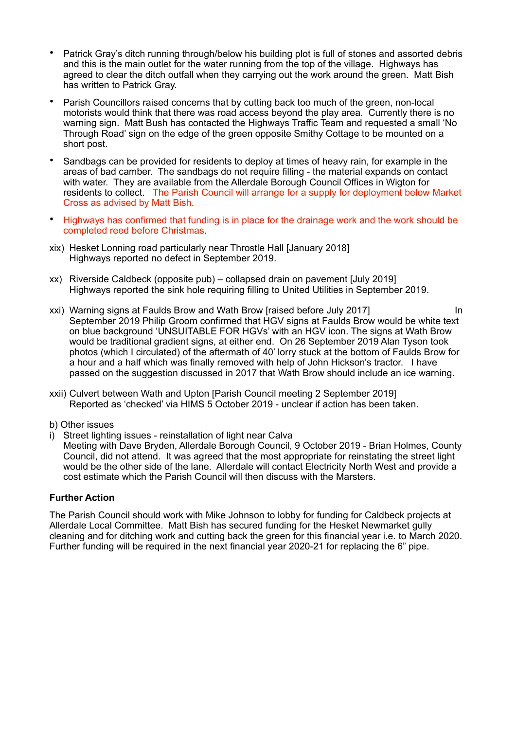- Patrick Gray's ditch running through/below his building plot is full of stones and assorted debris and this is the main outlet for the water running from the top of the village. Highways has agreed to clear the ditch outfall when they carrying out the work around the green. Matt Bish has written to Patrick Gray.
- Parish Councillors raised concerns that by cutting back too much of the green, non-local motorists would think that there was road access beyond the play area. Currently there is no warning sign. Matt Bush has contacted the Highways Traffic Team and requested a small 'No Through Road' sign on the edge of the green opposite Smithy Cottage to be mounted on a short post.
- Sandbags can be provided for residents to deploy at times of heavy rain, for example in the areas of bad camber. The sandbags do not require filling - the material expands on contact with water. They are available from the Allerdale Borough Council Offices in Wigton for residents to collect. The Parish Council will arrange for a supply for deployment below Market Cross as advised by Matt Bish.
- Highways has confirmed that funding is in place for the drainage work and the work should be completed reed before Christmas.

xix) Hesket Lonning road particularly near Throstle Hall [January 2018]
Highways reported no defect in September 2019.

xx) Riverside Caldbeck (opposite pub) – collapsed drain on pavement [July 2019]
Highways reported the sink hole requiring filling to United Utilities in September 2019.

xxi) Warning signs at Faulds Brow and Wath Brow [raised before July 2017] In September 2019 Philip Groom confirmed that HGV signs at Faulds Brow would be white text on blue background 'UNSUITABLE FOR HGVs' with an HGV icon. The signs at Wath Brow would be traditional gradient signs, at either end. On 26 September 2019 Alan Tyson took photos (which I circulated) of the aftermath of 40' lorry stuck at the bottom of Faulds Brow for a hour and a half which was finally removed with help of John Hickson's tractor. I have passed on the suggestion discussed in 2017 that Wath Brow should include an ice warning.

xxii) Culvert between Wath and Upton [Parish Council meeting 2 September 2019]
Reported as 'checked' via HIMS 5 October 2019 - unclear if action has been taken.

b) Other issues

i) Street lighting issues - reinstallation of light near Calva
Meeting with Dave Bryden, Allerdale Borough Council, 9 October 2019 - Brian Holmes, County Council, did not attend. It was agreed that the most appropriate for reinstating the street light would be the other side of the lane. Allerdale will contact Electricity North West and provide a cost estimate which the Parish Council will then discuss with the Marsters.

**Further Action**

The Parish Council should work with Mike Johnson to lobby for funding for Caldbeck projects at Allerdale Local Committee. Matt Bish has secured funding for the Hesket Newmarket gully cleaning and for ditching work and cutting back the green for this financial year i.e. to March 2020. Further funding will be required in the next financial year 2020-21 for replacing the 6" pipe.